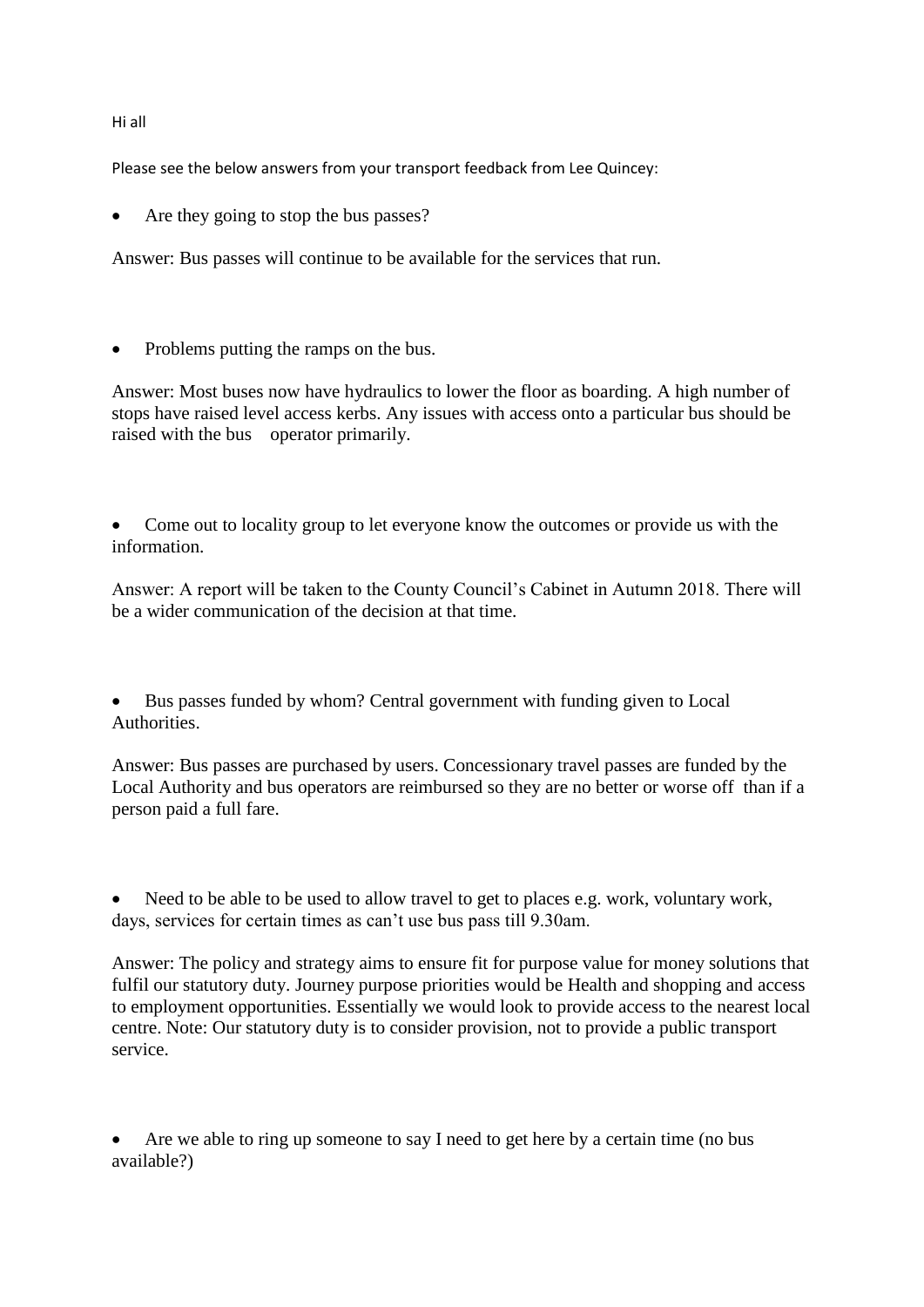Hi all

Please see the below answers from your transport feedback from Lee Quincey:

- Are they going to stop the bus passes?

Answer: Bus passes will continue to be available for the services that run.

- Problems putting the ramps on the bus.

Answer: Most buses now have hydraulics to lower the floor as boarding. A high number of stops have raised level access kerbs. Any issues with access onto a particular bus should be raised with the bus operator primarily.

- Come out to locality group to let everyone know the outcomes or provide us with the information.

Answer: A report will be taken to the County Council's Cabinet in Autumn 2018. There will be a wider communication of the decision at that time.

- Bus passes funded by whom? Central government with funding given to Local Authorities.

Answer: Bus passes are purchased by users. Concessionary travel passes are funded by the Local Authority and bus operators are reimbursed so they are no better or worse off than if a person paid a full fare.

- Need to be able to be used to allow travel to get to places e.g. work, voluntary work, days, services for certain times as can't use bus pass till 9.30am.

Answer: The policy and strategy aims to ensure fit for purpose value for money solutions that fulfil our statutory duty. Journey purpose priorities would be Health and shopping and access to employment opportunities. Essentially we would look to provide access to the nearest local centre. Note: Our statutory duty is to consider provision, not to provide a public transport service.

- Are we able to ring up someone to say I need to get here by a certain time (no bus available?)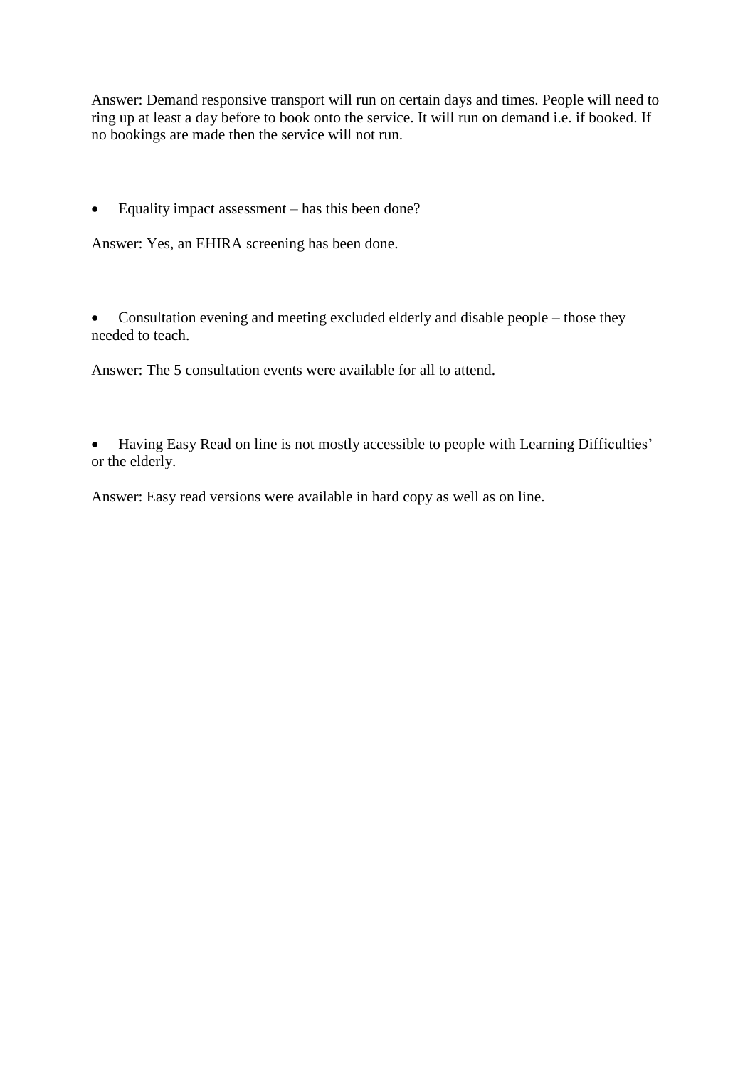Answer: Demand responsive transport will run on certain days and times. People will need to ring up at least a day before to book onto the service. It will run on demand i.e. if booked. If no bookings are made then the service will not run.

- Equality impact assessment – has this been done?

Answer: Yes, an EHIRA screening has been done.

- Consultation evening and meeting excluded elderly and disable people – those they needed to teach.

Answer: The 5 consultation events were available for all to attend.

- Having Easy Read on line is not mostly accessible to people with Learning Difficulties' or the elderly.

Answer: Easy read versions were available in hard copy as well as on line.